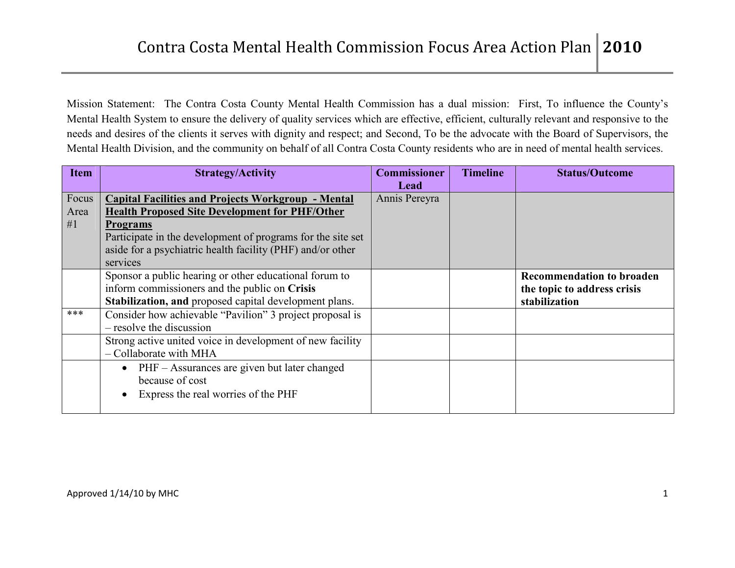# Contra Costa Mental Health Commission Focus Area Action Plan 2010

Mission Statement: The Contra Costa County Mental Health Commission has a dual mission: First, To influence the County's Mental Health System to ensure the delivery of quality services which are effective, efficient, culturally relevant and responsive to the needs and desires of the clients it serves with dignity and respect; and Second, To be the advocate with the Board of Supervisors, the Mental Health Division, and the community on behalf of all Contra Costa County residents who are in need of mental health services.

| Item | Strategy/Activity | Commissioner Lead | Timeline | Status/Outcome |
|---|---|---|---|---|
| Focus Area #1 | **Capital Facilities and Projects Workgroup - Mental Health Proposed Site Development for PHF/Other Programs**<br>Participate in the development of programs for the site set aside for a psychiatric health facility (PHF) and/or other services | Annis Pereyra | | |
| | Sponsor a public hearing or other educational forum to inform commissioners and the public on **Crisis Stabilization, and** proposed capital development plans. | | | **Recommendation to broaden the topic to address crisis stabilization** |
| *** | Consider how achievable "Pavilion" 3 project proposal is – resolve the discussion | | | |
| | Strong active united voice in development of new facility – Collaborate with MHA | | | |
| | • PHF – Assurances are given but later changed because of cost<br>• Express the real worries of the PHF | | | |

Approved 1/14/10 by MHC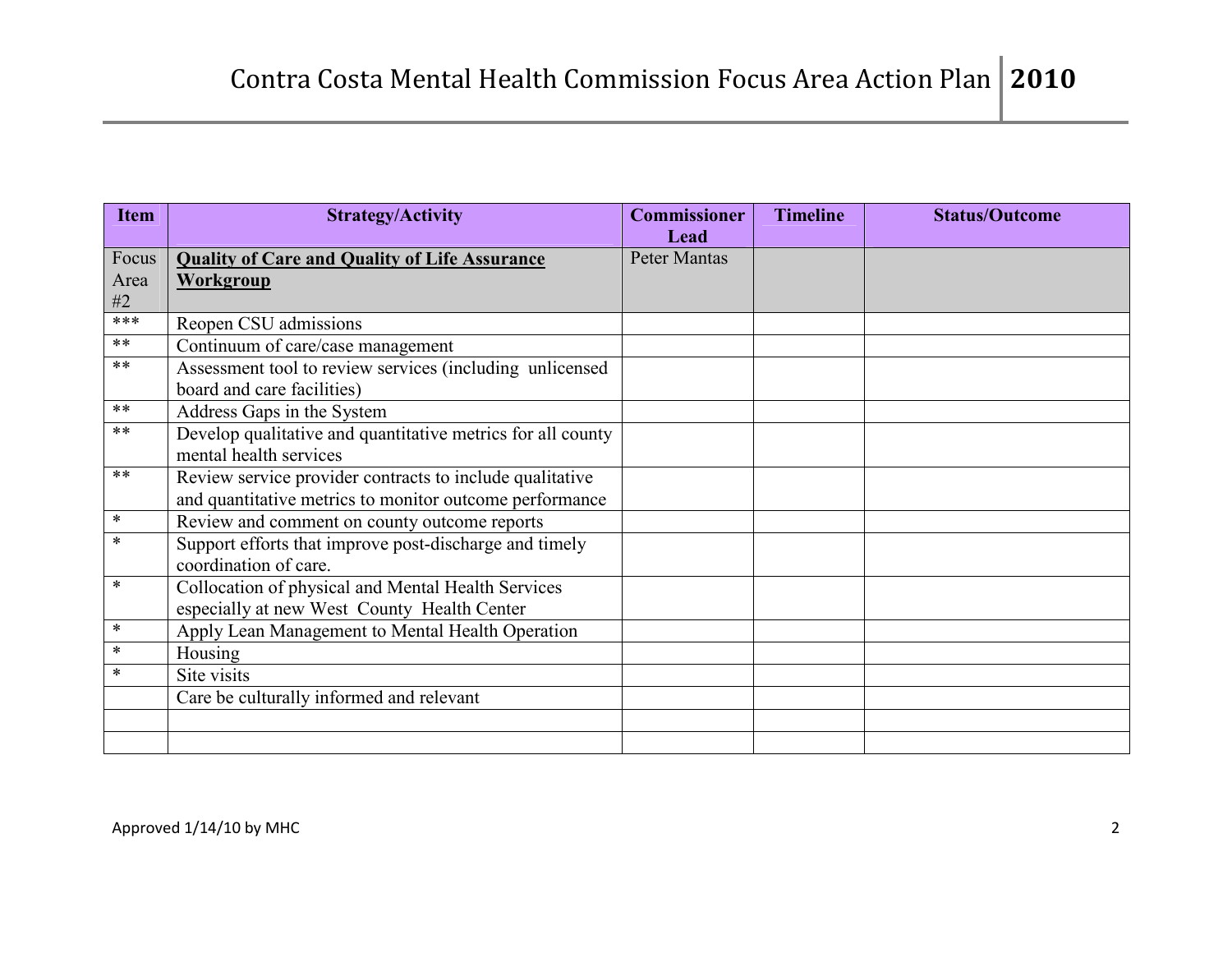| Item | Strategy/Activity | Commissioner Lead | Timeline | Status/Outcome |
|---|---|---|---|---|
| Focus Area #2 | **Quality of Care and Quality of Life Assurance Workgroup** | Peter Mantas | | |
| *** | Reopen CSU admissions | | | |
| ** | Continuum of care/case management | | | |
| ** | Assessment tool to review services (including unlicensed board and care facilities) | | | |
| ** | Address Gaps in the System | | | |
| ** | Develop qualitative and quantitative metrics for all county mental health services | | | |
| ** | Review service provider contracts to include qualitative and quantitative metrics to monitor outcome performance | | | |
| * | Review and comment on county outcome reports | | | |
| * | Support efforts that improve post-discharge and timely coordination of care. | | | |
| * | Collocation of physical and Mental Health Services especially at new West County Health Center | | | |
| * | Apply Lean Management to Mental Health Operation | | | |
| * | Housing | | | |
| * | Site visits | | | |
| | Care be culturally informed and relevant | | | |
| | | | | |
| | | | | |

Approved 1/14/10 by MHC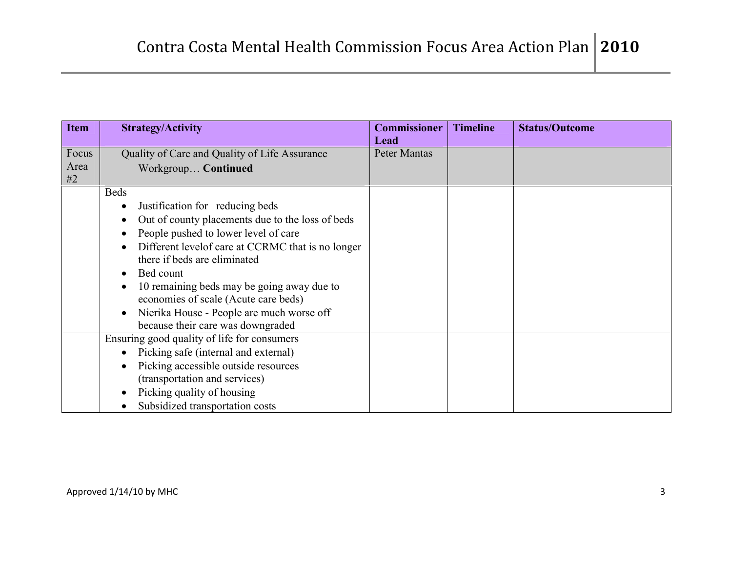| Item | Strategy/Activity | Commissioner Lead | Timeline | Status/Outcome |
|---|---|---|---|---|
| Focus Area #2 | Quality of Care and Quality of Life Assurance Workgroup… **Continued** | Peter Mantas | | |
| | Beds<br>• Justification for reducing beds<br>• Out of county placements due to the loss of beds<br>• People pushed to lower level of care<br>• Different levelof care at CCRMC that is no longer there if beds are eliminated<br>• Bed count<br>• 10 remaining beds may be going away due to economies of scale (Acute care beds)<br>• Nierika House - People are much worse off because their care was downgraded | | | |
| | Ensuring good quality of life for consumers<br>• Picking safe (internal and external)<br>• Picking accessible outside resources (transportation and services)<br>• Picking quality of housing<br>• Subsidized transportation costs | | | |

Approved 1/14/10 by MHC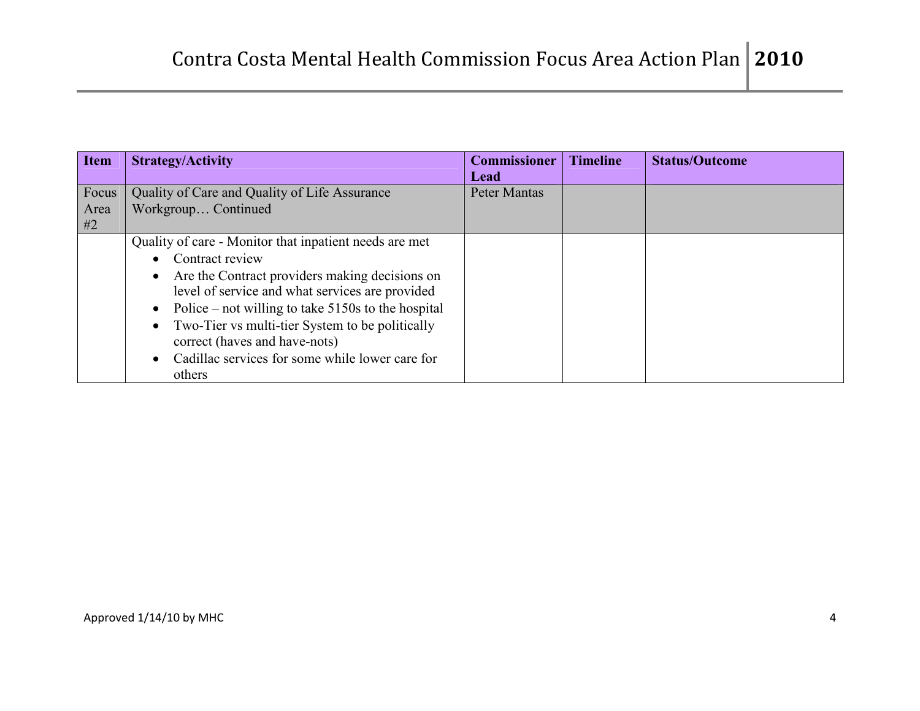| Item | Strategy/Activity | Commissioner Lead | Timeline | Status/Outcome |
|---|---|---|---|---|
| Focus Area #2 | Quality of Care and Quality of Life Assurance Workgroup… Continued | Peter Mantas | | |
| | Quality of care - Monitor that inpatient needs are met<br>• Contract review<br>• Are the Contract providers making decisions on level of service and what services are provided<br>• Police – not willing to take 5150s to the hospital<br>• Two-Tier vs multi-tier System to be politically correct (haves and have-nots)<br>• Cadillac services for some while lower care for others | | | |

Approved 1/14/10 by MHC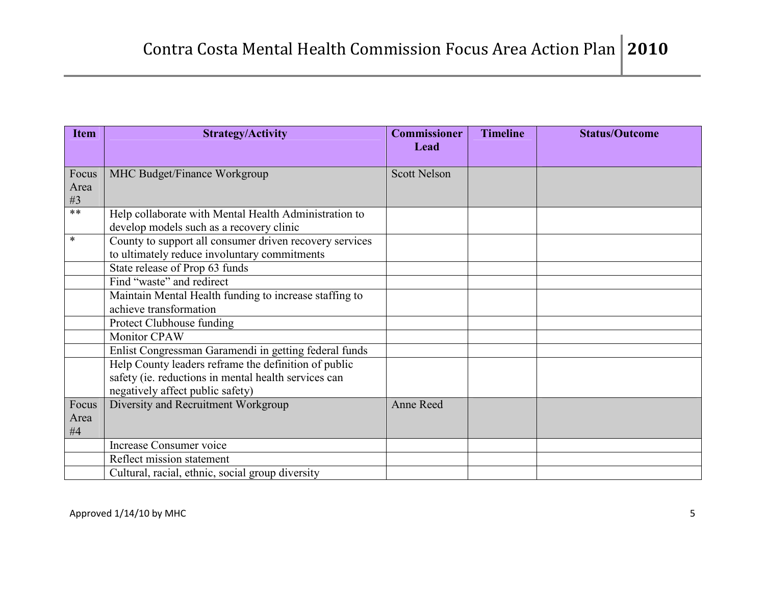| Item | Strategy/Activity | Commissioner Lead | Timeline | Status/Outcome |
|---|---|---|---|---|
| Focus Area #3 | MHC Budget/Finance Workgroup | Scott Nelson | | |
| ** | Help collaborate with Mental Health Administration to develop models such as a recovery clinic | | | |
| * | County to support all consumer driven recovery services to ultimately reduce involuntary commitments | | | |
| | State release of Prop 63 funds | | | |
| | Find “waste” and redirect | | | |
| | Maintain Mental Health funding to increase staffing to achieve transformation | | | |
| | Protect Clubhouse funding | | | |
| | Monitor CPAW | | | |
| | Enlist Congressman Garamendi in getting federal funds | | | |
| | Help County leaders reframe the definition of public safety (ie. reductions in mental health services can negatively affect public safety) | | | |
| Focus Area #4 | Diversity and Recruitment Workgroup | Anne Reed | | |
| | Increase Consumer voice | | | |
| | Reflect mission statement | | | |
| | Cultural, racial, ethnic, social group diversity | | | |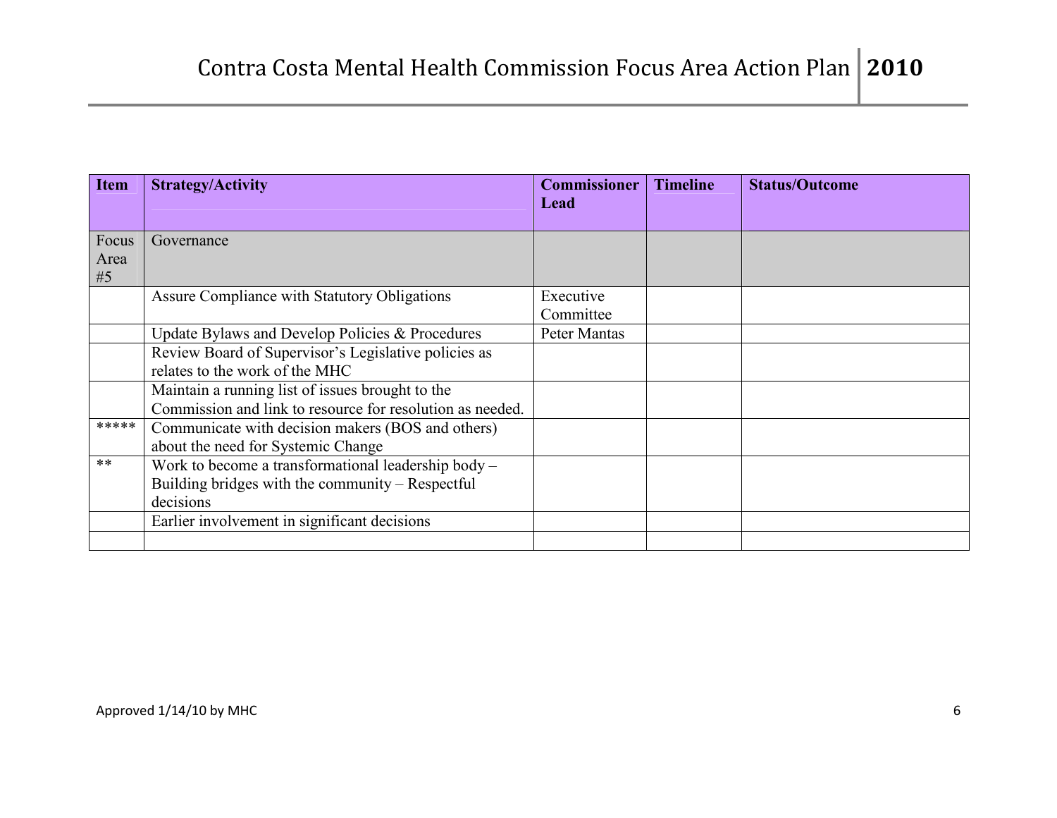| Item | Strategy/Activity | Commissioner Lead | Timeline | Status/Outcome |
|---|---|---|---|---|
| Focus Area #5 | Governance | | | |
| | Assure Compliance with Statutory Obligations | Executive Committee | | |
| | Update Bylaws and Develop Policies & Procedures | Peter Mantas | | |
| | Review Board of Supervisor's Legislative policies as relates to the work of the MHC | | | |
| | Maintain a running list of issues brought to the Commission and link to resource for resolution as needed. | | | |
| ***** | Communicate with decision makers (BOS and others) about the need for Systemic Change | | | |
| ** | Work to become a transformational leadership body – Building bridges with the community – Respectful decisions | | | |
| | Earlier involvement in significant decisions | | | |
| | | | | |

Approved 1/14/10 by MHC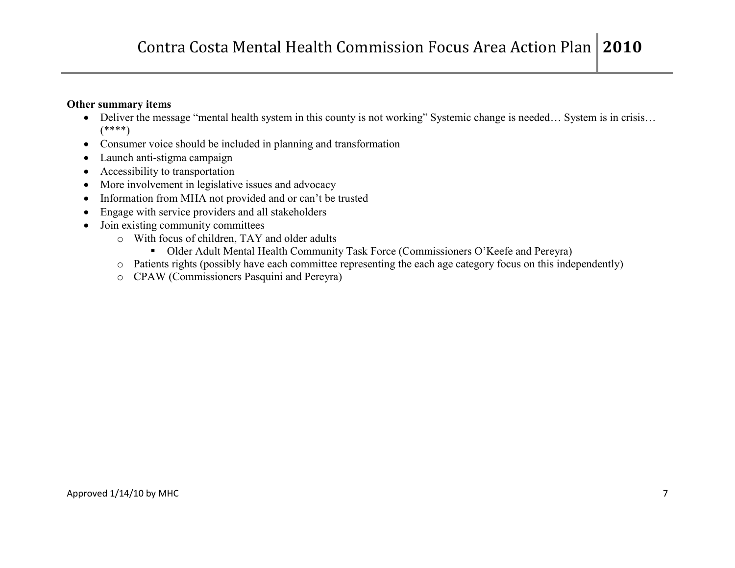**Other summary items**

- Deliver the message "mental health system in this county is not working" Systemic change is needed… System is in crisis… (****)
- Consumer voice should be included in planning and transformation
- Launch anti-stigma campaign
- Accessibility to transportation
- More involvement in legislative issues and advocacy
- Information from MHA not provided and or can't be trusted
- Engage with service providers and all stakeholders
- Join existing community committees
    - With focus of children, TAY and older adults
        - Older Adult Mental Health Community Task Force (Commissioners O'Keefe and Pereyra)
    - Patients rights (possibly have each committee representing the each age category focus on this independently)
    - CPAW (Commissioners Pasquini and Pereyra)